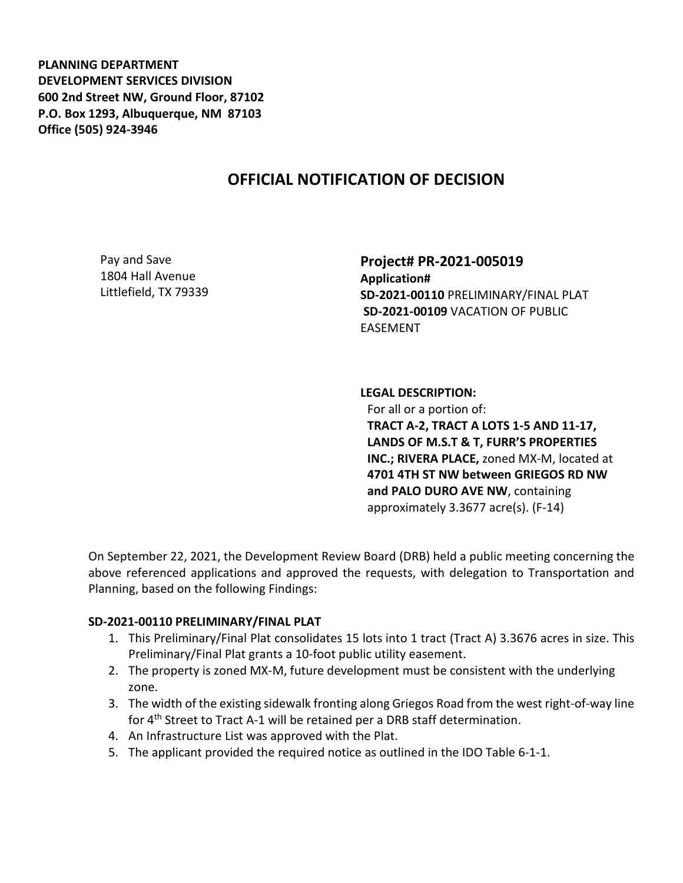**PLANNING DEPARTMENT**
**DEVELOPMENT SERVICES DIVISION**
**600 2nd Street NW, Ground Floor, 87102**
**P.O. Box 1293, Albuquerque, NM 87103**
**Office (505) 924-3946**

# OFFICIAL NOTIFICATION OF DECISION

Pay and Save
1804 Hall Avenue
Littlefield, TX 79339

**Project# PR-2021-005019**
**Application#**
**SD-2021-00110** PRELIMINARY/FINAL PLAT
**SD-2021-00109** VACATION OF PUBLIC EASEMENT

**LEGAL DESCRIPTION:**
For all or a portion of:
**TRACT A-2, TRACT A LOTS 1-5 AND 11-17, LANDS OF M.S.T & T, FURR'S PROPERTIES INC.; RIVERA PLACE,** zoned MX-M, located at **4701 4TH ST NW between GRIEGOS RD NW and PALO DURO AVE NW**, containing approximately 3.3677 acre(s). (F-14)

On September 22, 2021, the Development Review Board (DRB) held a public meeting concerning the above referenced applications and approved the requests, with delegation to Transportation and Planning, based on the following Findings:

**SD-2021-00110 PRELIMINARY/FINAL PLAT**

1. This Preliminary/Final Plat consolidates 15 lots into 1 tract (Tract A) 3.3676 acres in size. This Preliminary/Final Plat grants a 10-foot public utility easement.
2. The property is zoned MX-M, future development must be consistent with the underlying zone.
3. The width of the existing sidewalk fronting along Griegos Road from the west right-of-way line for 4th Street to Tract A-1 will be retained per a DRB staff determination.
4. An Infrastructure List was approved with the Plat.
5. The applicant provided the required notice as outlined in the IDO Table 6-1-1.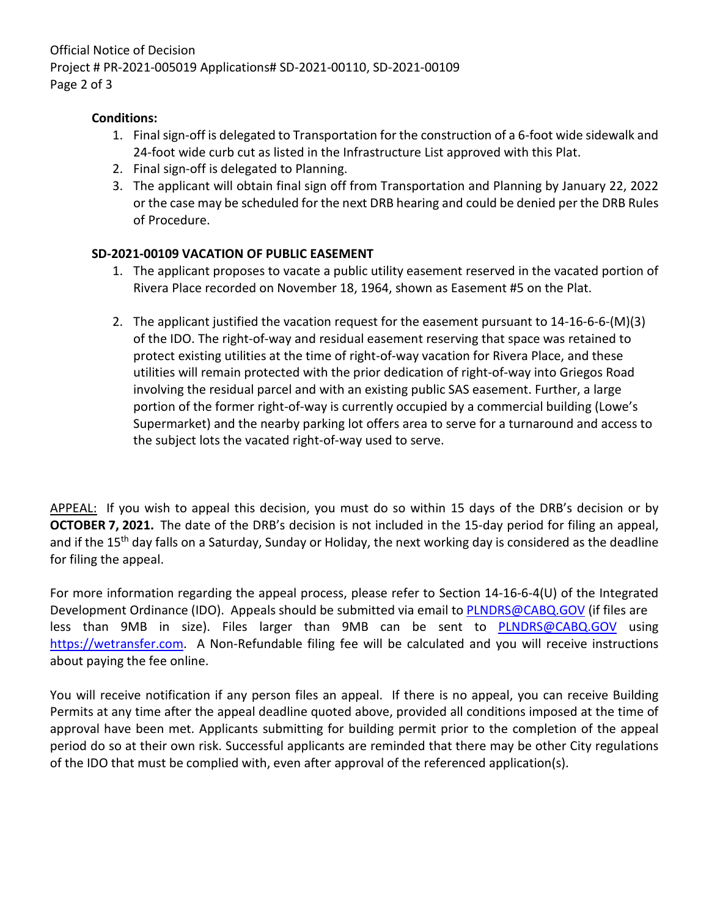**Conditions:**

1. Final sign-off is delegated to Transportation for the construction of a 6-foot wide sidewalk and 24-foot wide curb cut as listed in the Infrastructure List approved with this Plat.
2. Final sign-off is delegated to Planning.
3. The applicant will obtain final sign off from Transportation and Planning by January 22, 2022 or the case may be scheduled for the next DRB hearing and could be denied per the DRB Rules of Procedure.

**SD-2021-00109 VACATION OF PUBLIC EASEMENT**

1. The applicant proposes to vacate a public utility easement reserved in the vacated portion of Rivera Place recorded on November 18, 1964, shown as Easement #5 on the Plat.

2. The applicant justified the vacation request for the easement pursuant to 14-16-6-6-(M)(3) of the IDO. The right-of-way and residual easement reserving that space was retained to protect existing utilities at the time of right-of-way vacation for Rivera Place, and these utilities will remain protected with the prior dedication of right-of-way into Griegos Road involving the residual parcel and with an existing public SAS easement. Further, a large portion of the former right-of-way is currently occupied by a commercial building (Lowe's Supermarket) and the nearby parking lot offers area to serve for a turnaround and access to the subject lots the vacated right-of-way used to serve.

APPEAL: If you wish to appeal this decision, you must do so within 15 days of the DRB's decision or by **OCTOBER 7, 2021.** The date of the DRB's decision is not included in the 15-day period for filing an appeal, and if the 15th day falls on a Saturday, Sunday or Holiday, the next working day is considered as the deadline for filing the appeal.

For more information regarding the appeal process, please refer to Section 14-16-6-4(U) of the Integrated Development Ordinance (IDO). Appeals should be submitted via email to PLNDRS@CABQ.GOV (if files are less than 9MB in size). Files larger than 9MB can be sent to PLNDRS@CABQ.GOV using https://wetransfer.com. A Non-Refundable filing fee will be calculated and you will receive instructions about paying the fee online.

You will receive notification if any person files an appeal. If there is no appeal, you can receive Building Permits at any time after the appeal deadline quoted above, provided all conditions imposed at the time of approval have been met. Applicants submitting for building permit prior to the completion of the appeal period do so at their own risk. Successful applicants are reminded that there may be other City regulations of the IDO that must be complied with, even after approval of the referenced application(s).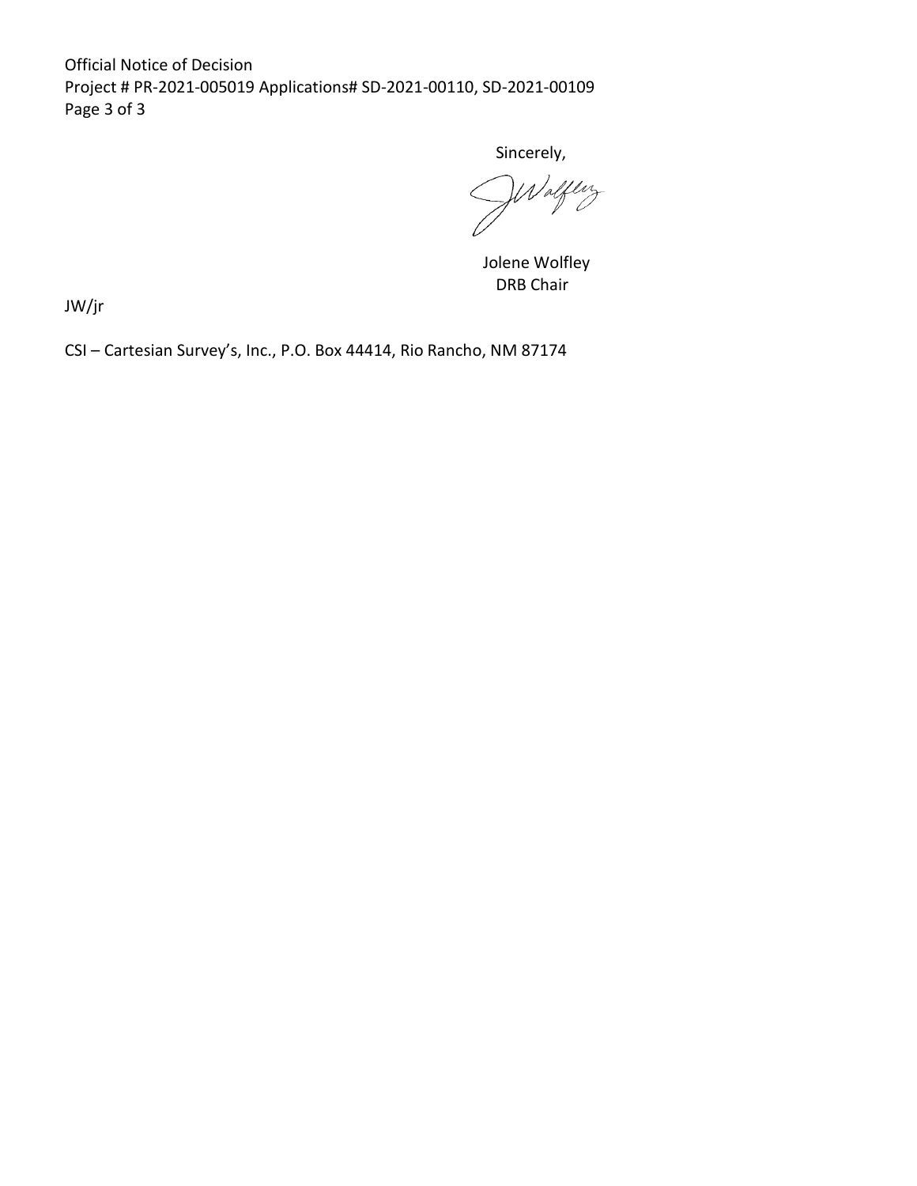Sincerely,

Jolene Wolfley
DRB Chair

JW/jr

CSI – Cartesian Survey's, Inc., P.O. Box 44414, Rio Rancho, NM 87174